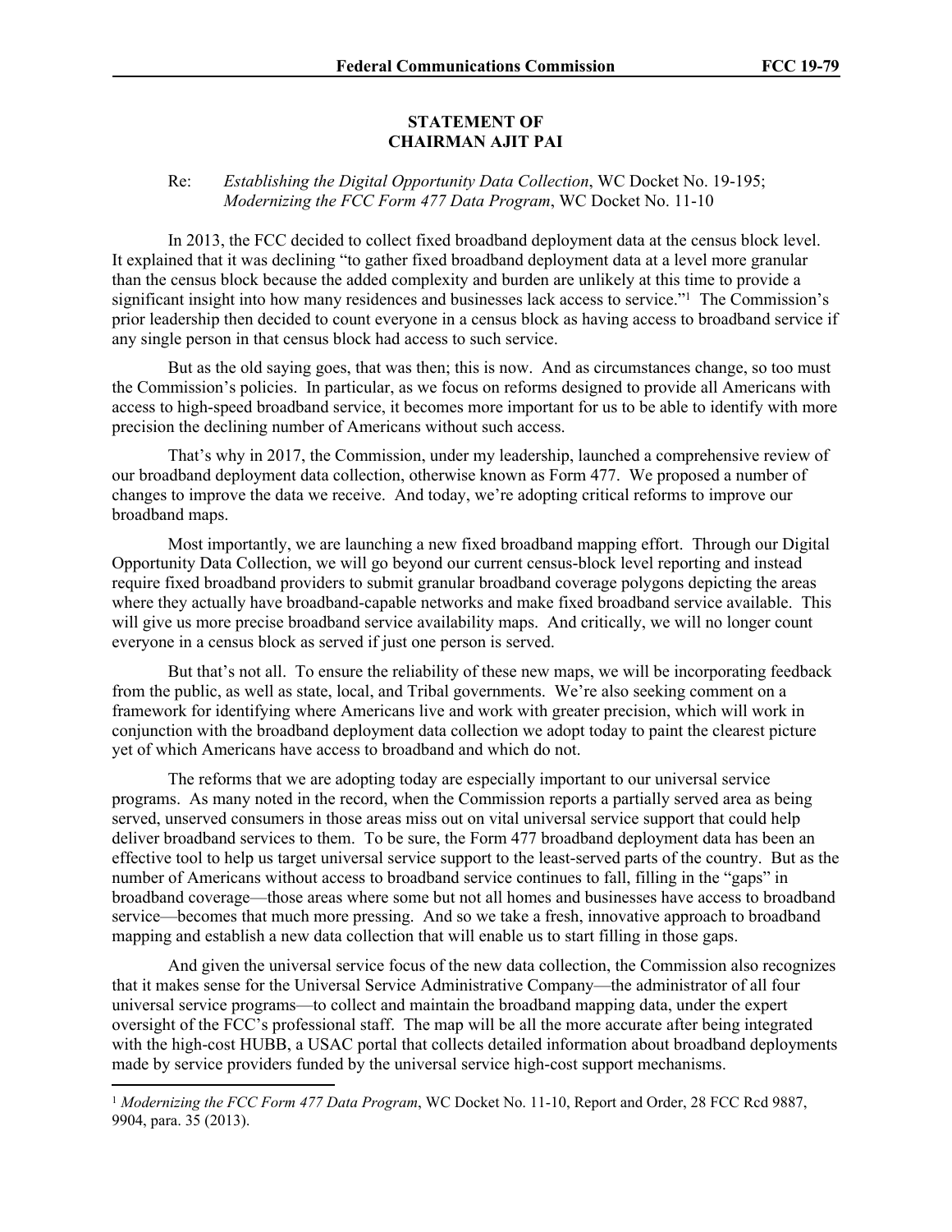**STATEMENT OF**
**CHAIRMAN AJIT PAI**

Re: *Establishing the Digital Opportunity Data Collection*, WC Docket No. 19-195; *Modernizing the FCC Form 477 Data Program*, WC Docket No. 11-10

In 2013, the FCC decided to collect fixed broadband deployment data at the census block level. It explained that it was declining "to gather fixed broadband deployment data at a level more granular than the census block because the added complexity and burden are unlikely at this time to provide a significant insight into how many residences and businesses lack access to service."[1] The Commission's prior leadership then decided to count everyone in a census block as having access to broadband service if any single person in that census block had access to such service.

But as the old saying goes, that was then; this is now. And as circumstances change, so too must the Commission's policies. In particular, as we focus on reforms designed to provide all Americans with access to high-speed broadband service, it becomes more important for us to be able to identify with more precision the declining number of Americans without such access.

That's why in 2017, the Commission, under my leadership, launched a comprehensive review of our broadband deployment data collection, otherwise known as Form 477. We proposed a number of changes to improve the data we receive. And today, we're adopting critical reforms to improve our broadband maps.

Most importantly, we are launching a new fixed broadband mapping effort. Through our Digital Opportunity Data Collection, we will go beyond our current census-block level reporting and instead require fixed broadband providers to submit granular broadband coverage polygons depicting the areas where they actually have broadband-capable networks and make fixed broadband service available. This will give us more precise broadband service availability maps. And critically, we will no longer count everyone in a census block as served if just one person is served.

But that's not all. To ensure the reliability of these new maps, we will be incorporating feedback from the public, as well as state, local, and Tribal governments. We're also seeking comment on a framework for identifying where Americans live and work with greater precision, which will work in conjunction with the broadband deployment data collection we adopt today to paint the clearest picture yet of which Americans have access to broadband and which do not.

The reforms that we are adopting today are especially important to our universal service programs. As many noted in the record, when the Commission reports a partially served area as being served, unserved consumers in those areas miss out on vital universal service support that could help deliver broadband services to them. To be sure, the Form 477 broadband deployment data has been an effective tool to help us target universal service support to the least-served parts of the country. But as the number of Americans without access to broadband service continues to fall, filling in the "gaps" in broadband coverage—those areas where some but not all homes and businesses have access to broadband service—becomes that much more pressing. And so we take a fresh, innovative approach to broadband mapping and establish a new data collection that will enable us to start filling in those gaps.

And given the universal service focus of the new data collection, the Commission also recognizes that it makes sense for the Universal Service Administrative Company—the administrator of all four universal service programs—to collect and maintain the broadband mapping data, under the expert oversight of the FCC's professional staff. The map will be all the more accurate after being integrated with the high-cost HUBB, a USAC portal that collects detailed information about broadband deployments made by service providers funded by the universal service high-cost support mechanisms.

[1] *Modernizing the FCC Form 477 Data Program*, WC Docket No. 11-10, Report and Order, 28 FCC Rcd 9887, 9904, para. 35 (2013).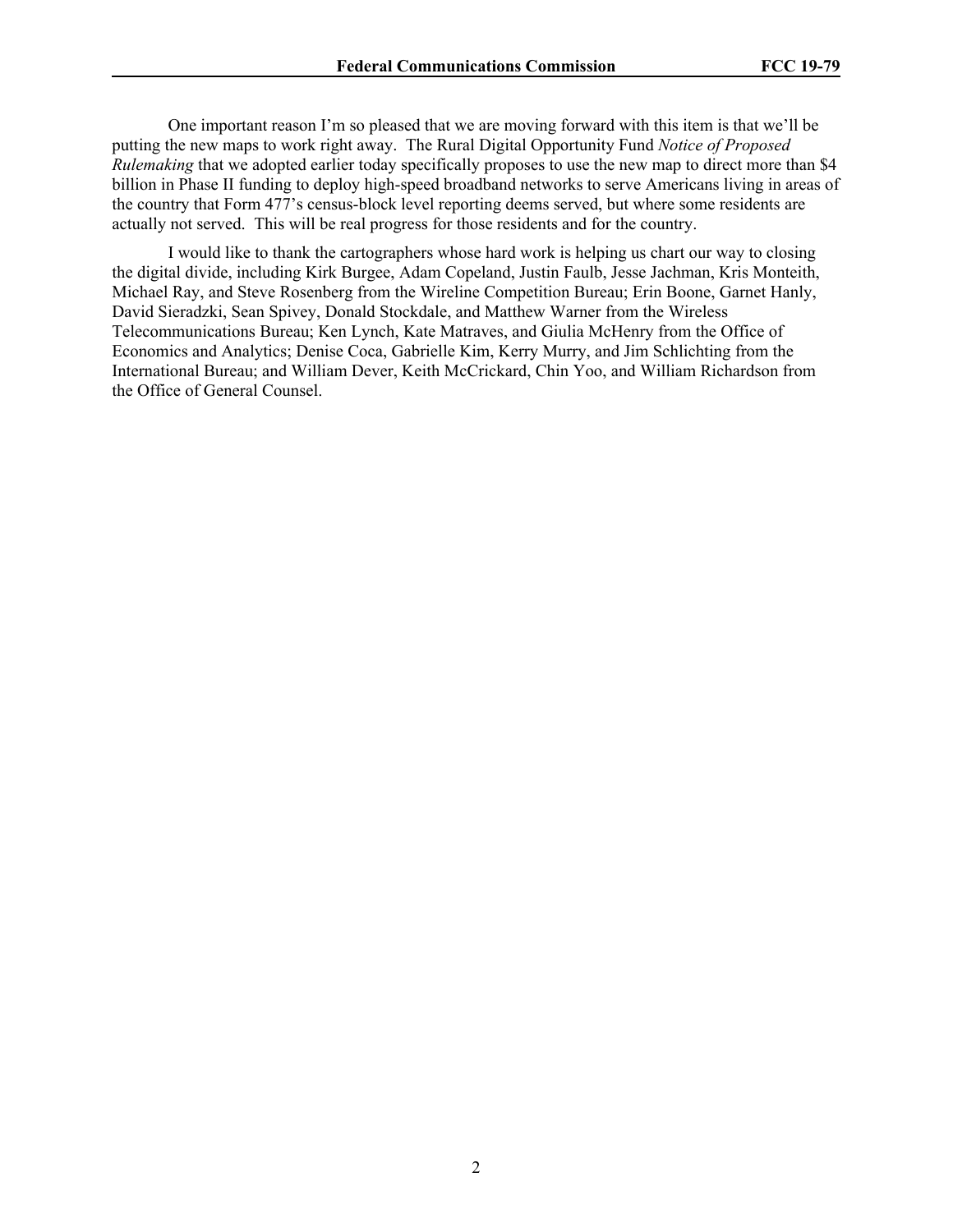One important reason I'm so pleased that we are moving forward with this item is that we'll be putting the new maps to work right away. The Rural Digital Opportunity Fund *Notice of Proposed Rulemaking* that we adopted earlier today specifically proposes to use the new map to direct more than $4 billion in Phase II funding to deploy high-speed broadband networks to serve Americans living in areas of the country that Form 477's census-block level reporting deems served, but where some residents are actually not served. This will be real progress for those residents and for the country.

I would like to thank the cartographers whose hard work is helping us chart our way to closing the digital divide, including Kirk Burgee, Adam Copeland, Justin Faulb, Jesse Jachman, Kris Monteith, Michael Ray, and Steve Rosenberg from the Wireline Competition Bureau; Erin Boone, Garnet Hanly, David Sieradzki, Sean Spivey, Donald Stockdale, and Matthew Warner from the Wireless Telecommunications Bureau; Ken Lynch, Kate Matraves, and Giulia McHenry from the Office of Economics and Analytics; Denise Coca, Gabrielle Kim, Kerry Murry, and Jim Schlichting from the International Bureau; and William Dever, Keith McCrickard, Chin Yoo, and William Richardson from the Office of General Counsel.